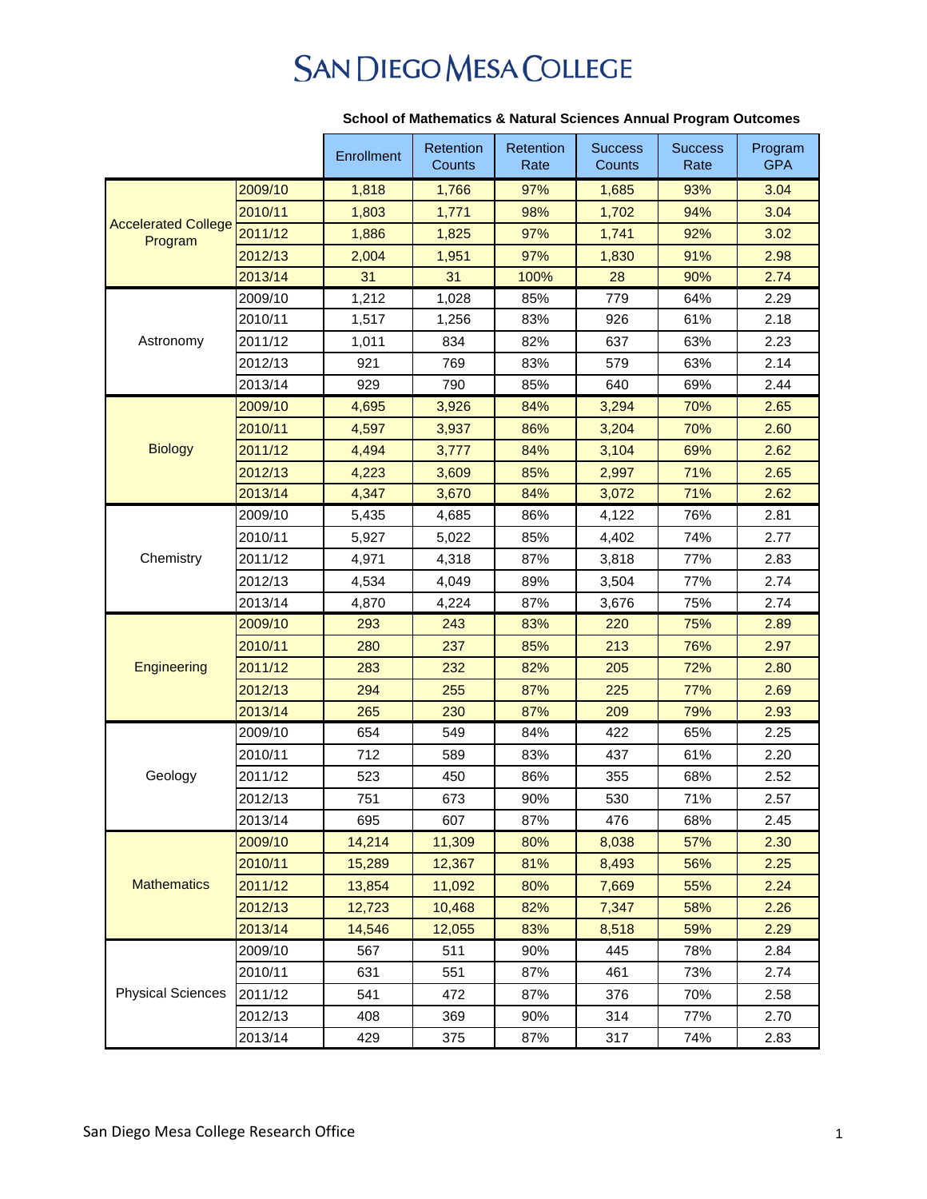# SAN DIEGO MESA COLLEGE

**School of Mathematics & Natural Sciences Annual Program Outcomes**

| | | Enrollment | Retention Counts | Retention Rate | Success Counts | Success Rate | Program GPA |
|---|---|---|---|---|---|---|---|
| Accelerated College Program | 2009/10 | 1,818 | 1,766 | 97% | 1,685 | 93% | 3.04 |
| | 2010/11 | 1,803 | 1,771 | 98% | 1,702 | 94% | 3.04 |
| | 2011/12 | 1,886 | 1,825 | 97% | 1,741 | 92% | 3.02 |
| | 2012/13 | 2,004 | 1,951 | 97% | 1,830 | 91% | 2.98 |
| | 2013/14 | 31 | 31 | 100% | 28 | 90% | 2.74 |
| Astronomy | 2009/10 | 1,212 | 1,028 | 85% | 779 | 64% | 2.29 |
| | 2010/11 | 1,517 | 1,256 | 83% | 926 | 61% | 2.18 |
| | 2011/12 | 1,011 | 834 | 82% | 637 | 63% | 2.23 |
| | 2012/13 | 921 | 769 | 83% | 579 | 63% | 2.14 |
| | 2013/14 | 929 | 790 | 85% | 640 | 69% | 2.44 |
| Biology | 2009/10 | 4,695 | 3,926 | 84% | 3,294 | 70% | 2.65 |
| | 2010/11 | 4,597 | 3,937 | 86% | 3,204 | 70% | 2.60 |
| | 2011/12 | 4,494 | 3,777 | 84% | 3,104 | 69% | 2.62 |
| | 2012/13 | 4,223 | 3,609 | 85% | 2,997 | 71% | 2.65 |
| | 2013/14 | 4,347 | 3,670 | 84% | 3,072 | 71% | 2.62 |
| Chemistry | 2009/10 | 5,435 | 4,685 | 86% | 4,122 | 76% | 2.81 |
| | 2010/11 | 5,927 | 5,022 | 85% | 4,402 | 74% | 2.77 |
| | 2011/12 | 4,971 | 4,318 | 87% | 3,818 | 77% | 2.83 |
| | 2012/13 | 4,534 | 4,049 | 89% | 3,504 | 77% | 2.74 |
| | 2013/14 | 4,870 | 4,224 | 87% | 3,676 | 75% | 2.74 |
| Engineering | 2009/10 | 293 | 243 | 83% | 220 | 75% | 2.89 |
| | 2010/11 | 280 | 237 | 85% | 213 | 76% | 2.97 |
| | 2011/12 | 283 | 232 | 82% | 205 | 72% | 2.80 |
| | 2012/13 | 294 | 255 | 87% | 225 | 77% | 2.69 |
| | 2013/14 | 265 | 230 | 87% | 209 | 79% | 2.93 |
| Geology | 2009/10 | 654 | 549 | 84% | 422 | 65% | 2.25 |
| | 2010/11 | 712 | 589 | 83% | 437 | 61% | 2.20 |
| | 2011/12 | 523 | 450 | 86% | 355 | 68% | 2.52 |
| | 2012/13 | 751 | 673 | 90% | 530 | 71% | 2.57 |
| | 2013/14 | 695 | 607 | 87% | 476 | 68% | 2.45 |
| Mathematics | 2009/10 | 14,214 | 11,309 | 80% | 8,038 | 57% | 2.30 |
| | 2010/11 | 15,289 | 12,367 | 81% | 8,493 | 56% | 2.25 |
| | 2011/12 | 13,854 | 11,092 | 80% | 7,669 | 55% | 2.24 |
| | 2012/13 | 12,723 | 10,468 | 82% | 7,347 | 58% | 2.26 |
| | 2013/14 | 14,546 | 12,055 | 83% | 8,518 | 59% | 2.29 |
| Physical Sciences | 2009/10 | 567 | 511 | 90% | 445 | 78% | 2.84 |
| | 2010/11 | 631 | 551 | 87% | 461 | 73% | 2.74 |
| | 2011/12 | 541 | 472 | 87% | 376 | 70% | 2.58 |
| | 2012/13 | 408 | 369 | 90% | 314 | 77% | 2.70 |
| | 2013/14 | 429 | 375 | 87% | 317 | 74% | 2.83 |

San Diego Mesa College Research Office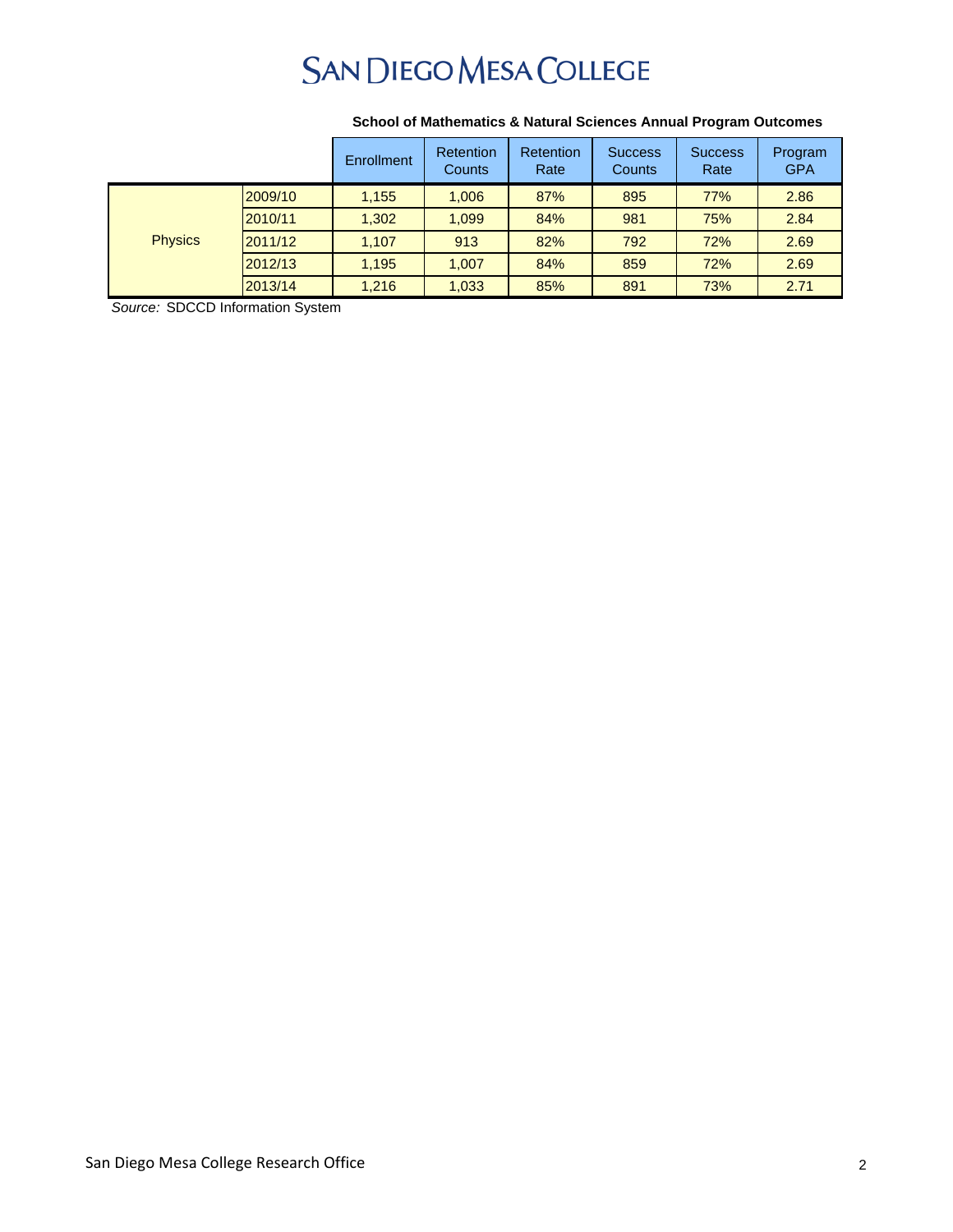# SAN DIEGO MESA COLLEGE

**School of Mathematics & Natural Sciences Annual Program Outcomes**

| | | Enrollment | Retention Counts | Retention Rate | Success Counts | Success Rate | Program GPA |
|---|---|---|---|---|---|---|---|
| Physics | 2009/10 | 1,155 | 1,006 | 87% | 895 | 77% | 2.86 |
| | 2010/11 | 1,302 | 1,099 | 84% | 981 | 75% | 2.84 |
| | 2011/12 | 1,107 | 913 | 82% | 792 | 72% | 2.69 |
| | 2012/13 | 1,195 | 1,007 | 84% | 859 | 72% | 2.69 |
| | 2013/14 | 1,216 | 1,033 | 85% | 891 | 73% | 2.71 |

*Source:* SDCCD Information System

San Diego Mesa College Research Office